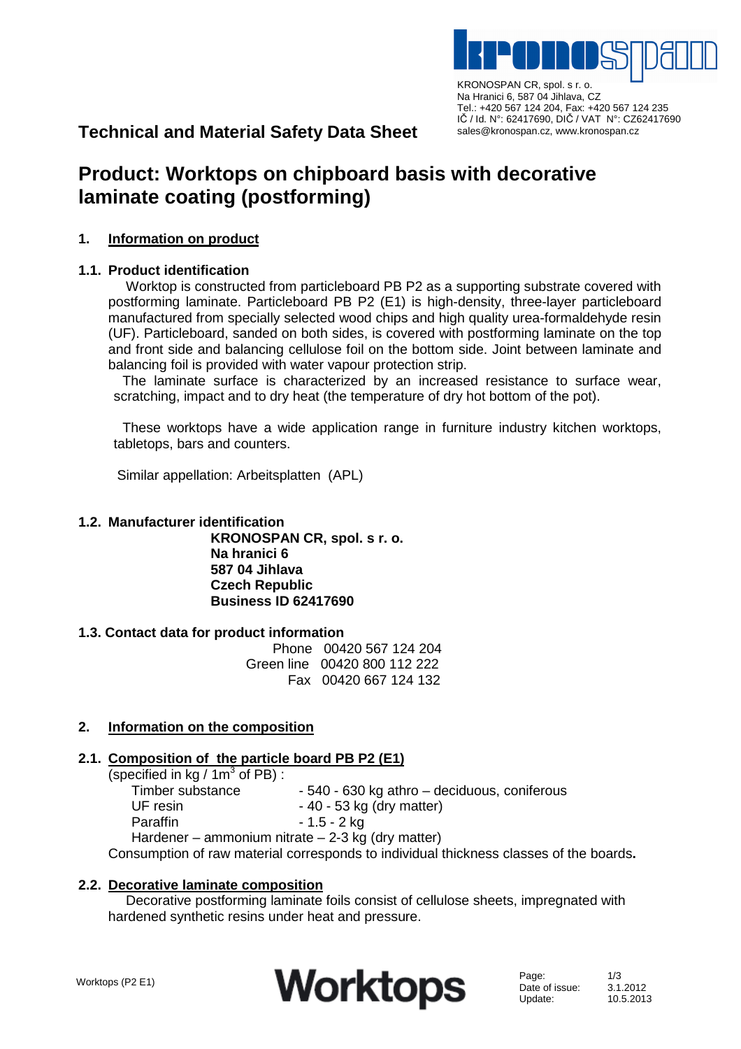KRONOSPAN CR, spol. s r. o.
Na Hranici 6, 587 04 Jihlava, CZ
Tel.: +420 567 124 204, Fax: +420 567 124 235
IČ / Id. N°: 62417690, DIČ / VAT N°: CZ62417690
sales@kronospan.cz, www.kronospan.cz

# Technical and Material Safety Data Sheet

# Product: Worktops on chipboard basis with decorative laminate coating (postforming)

## 1. Information on product

### 1.1. Product identification

Worktop is constructed from particleboard PB P2 as a supporting substrate covered with postforming laminate. Particleboard PB P2 (E1) is high-density, three-layer particleboard manufactured from specially selected wood chips and high quality urea-formaldehyde resin (UF). Particleboard, sanded on both sides, is covered with postforming laminate on the top and front side and balancing cellulose foil on the bottom side. Joint between laminate and balancing foil is provided with water vapour protection strip.

The laminate surface is characterized by an increased resistance to surface wear, scratching, impact and to dry heat (the temperature of dry hot bottom of the pot).

These worktops have a wide application range in furniture industry kitchen worktops, tabletops, bars and counters.

Similar appellation: Arbeitsplatten (APL)

### 1.2. Manufacturer identification

**KRONOSPAN CR, spol. s r. o.**
**Na hranici 6**
**587 04 Jihlava**
**Czech Republic**
**Business ID 62417690**

### 1.3. Contact data for product information

Phone 00420 567 124 204
Green line 00420 800 112 222
Fax 00420 667 124 132

## 2. Information on the composition

### 2.1. Composition of the particle board PB P2 (E1)

(specified in kg / 1m$^3$ of PB) :

| | |
|---|---|
| Timber substance | - 540 - 630 kg athro – deciduous, coniferous |
| UF resin | - 40 - 53 kg (dry matter) |
| Paraffin | - 1.5 - 2 kg |

Hardener – ammonium nitrate – 2-3 kg (dry matter)

Consumption of raw material corresponds to individual thickness classes of the boards**.**

### 2.2. Decorative laminate composition

Decorative postforming laminate foils consist of cellulose sheets, impregnated with hardened synthetic resins under heat and pressure.

Worktops (P2 E1) — Worktops — Date of issue: 3.1.2012 — Update: 10.5.2013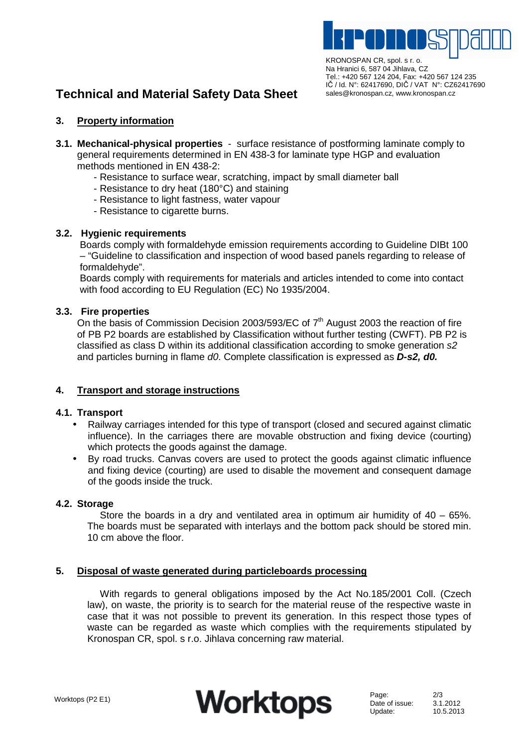## Technical and Material Safety Data Sheet

### 3. Property information

**3.1. Mechanical-physical properties** - surface resistance of postforming laminate comply to general requirements determined in EN 438-3 for laminate type HGP and evaluation methods mentioned in EN 438-2:

- Resistance to surface wear, scratching, impact by small diameter ball
- Resistance to dry heat (180°C) and staining
- Resistance to light fastness, water vapour
- Resistance to cigarette burns.

**3.2. Hygienic requirements**

Boards comply with formaldehyde emission requirements according to Guideline DIBt 100 – "Guideline to classification and inspection of wood based panels regarding to release of formaldehyde".

Boards comply with requirements for materials and articles intended to come into contact with food according to EU Regulation (EC) No 1935/2004.

**3.3. Fire properties**

On the basis of Commission Decision 2003/593/EC of 7th August 2003 the reaction of fire of PB P2 boards are established by Classification without further testing (CWFT). PB P2 is classified as class D within its additional classification according to smoke generation *s2* and particles burning in flame *d0*. Complete classification is expressed as ***D-s2, d0.***

### 4. Transport and storage instructions

**4.1. Transport**

- Railway carriages intended for this type of transport (closed and secured against climatic influence). In the carriages there are movable obstruction and fixing device (courting) which protects the goods against the damage.
- By road trucks. Canvas covers are used to protect the goods against climatic influence and fixing device (courting) are used to disable the movement and consequent damage of the goods inside the truck.

**4.2. Storage**

Store the boards in a dry and ventilated area in optimum air humidity of 40 – 65%. The boards must be separated with interlays and the bottom pack should be stored min. 10 cm above the floor.

### 5. Disposal of waste generated during particleboards processing

With regards to general obligations imposed by the Act No.185/2001 Coll. (Czech law), on waste, the priority is to search for the material reuse of the respective waste in case that it was not possible to prevent its generation. In this respect those types of waste can be regarded as waste which complies with the requirements stipulated by Kronospan CR, spol. s r.o. Jihlava concerning raw material.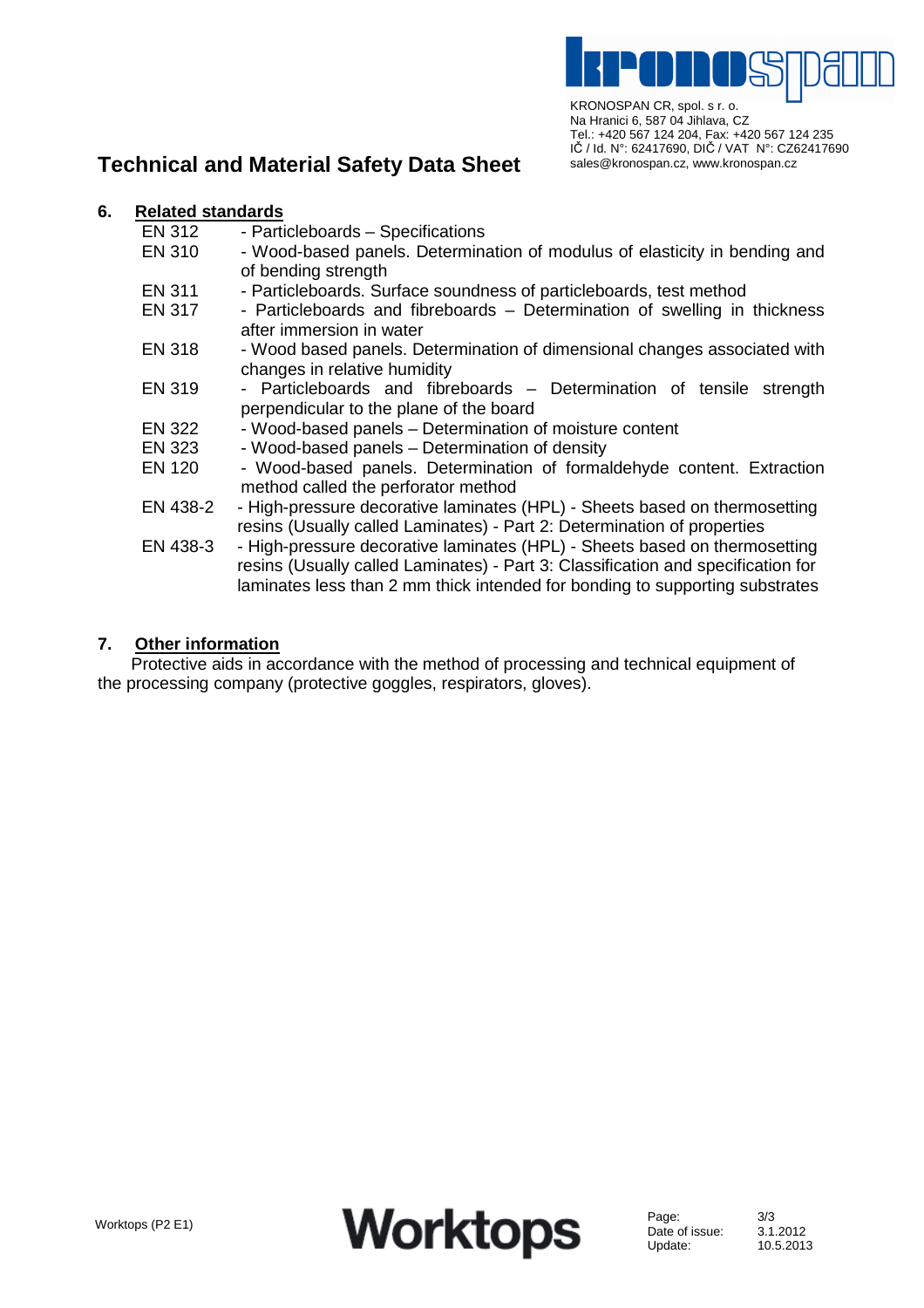## 6. Related standards

| | |
|---|---|
| EN 312 | - Particleboards – Specifications |
| EN 310 | - Wood-based panels. Determination of modulus of elasticity in bending and of bending strength |
| EN 311 | - Particleboards. Surface soundness of particleboards, test method |
| EN 317 | - Particleboards and fibreboards – Determination of swelling in thickness after immersion in water |
| EN 318 | - Wood based panels. Determination of dimensional changes associated with changes in relative humidity |
| EN 319 | - Particleboards and fibreboards – Determination of tensile strength perpendicular to the plane of the board |
| EN 322 | - Wood-based panels – Determination of moisture content |
| EN 323 | - Wood-based panels – Determination of density |
| EN 120 | - Wood-based panels. Determination of formaldehyde content. Extraction method called the perforator method |
| EN 438-2 | - High-pressure decorative laminates (HPL) - Sheets based on thermosetting resins (Usually called Laminates) - Part 2: Determination of properties |
| EN 438-3 | - High-pressure decorative laminates (HPL) - Sheets based on thermosetting resins (Usually called Laminates) - Part 3: Classification and specification for laminates less than 2 mm thick intended for bonding to supporting substrates |

## 7. Other information

Protective aids in accordance with the method of processing and technical equipment of the processing company (protective goggles, respirators, gloves).